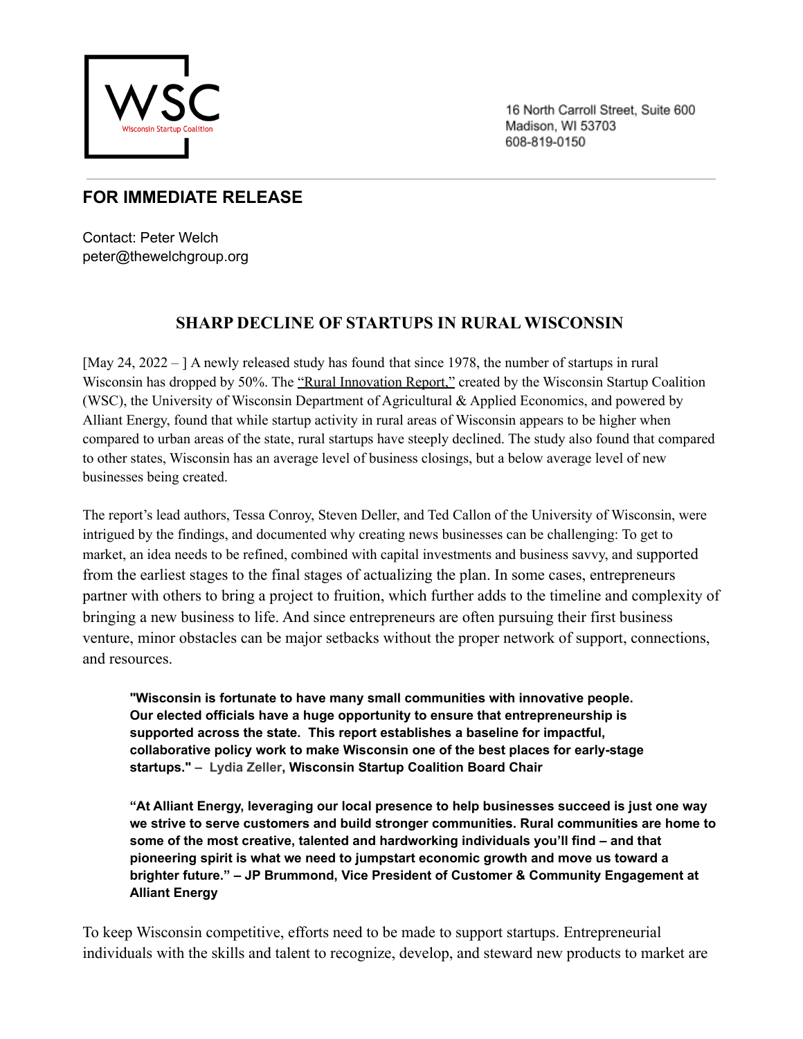WSC
Wisconsin Startup Coalition

16 North Carroll Street, Suite 600
Madison, WI 53703
608-819-0150

## FOR IMMEDIATE RELEASE

Contact: Peter Welch
peter@thewelchgroup.org

# SHARP DECLINE OF STARTUPS IN RURAL WISCONSIN

[May 24, 2022 – ] A newly released study has found that since 1978, the number of startups in rural Wisconsin has dropped by 50%. The "Rural Innovation Report," created by the Wisconsin Startup Coalition (WSC), the University of Wisconsin Department of Agricultural & Applied Economics, and powered by Alliant Energy, found that while startup activity in rural areas of Wisconsin appears to be higher when compared to urban areas of the state, rural startups have steeply declined. The study also found that compared to other states, Wisconsin has an average level of business closings, but a below average level of new businesses being created.

The report's lead authors, Tessa Conroy, Steven Deller, and Ted Callon of the University of Wisconsin, were intrigued by the findings, and documented why creating news businesses can be challenging: To get to market, an idea needs to be refined, combined with capital investments and business savvy, and supported from the earliest stages to the final stages of actualizing the plan. In some cases, entrepreneurs partner with others to bring a project to fruition, which further adds to the timeline and complexity of bringing a new business to life. And since entrepreneurs are often pursuing their first business venture, minor obstacles can be major setbacks without the proper network of support, connections, and resources.

> **"Wisconsin is fortunate to have many small communities with innovative people. Our elected officials have a huge opportunity to ensure that entrepreneurship is supported across the state. This report establishes a baseline for impactful, collaborative policy work to make Wisconsin one of the best places for early-stage startups." – Lydia Zeller, Wisconsin Startup Coalition Board Chair**

> **"At Alliant Energy, leveraging our local presence to help businesses succeed is just one way we strive to serve customers and build stronger communities. Rural communities are home to some of the most creative, talented and hardworking individuals you'll find – and that pioneering spirit is what we need to jumpstart economic growth and move us toward a brighter future." – JP Brummond, Vice President of Customer & Community Engagement at Alliant Energy**

To keep Wisconsin competitive, efforts need to be made to support startups. Entrepreneurial individuals with the skills and talent to recognize, develop, and steward new products to market are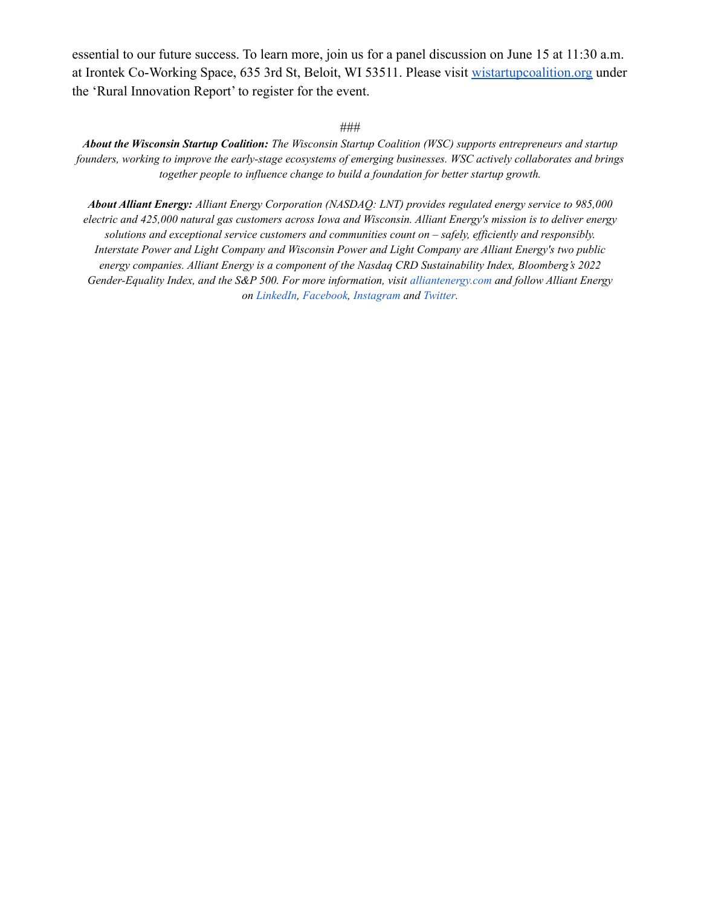essential to our future success. To learn more, join us for a panel discussion on June 15 at 11:30 a.m. at Irontek Co-Working Space, 635 3rd St, Beloit, WI 53511. Please visit [wistartupcoalition.org](https://wistartupcoalition.org) under the 'Rural Innovation Report' to register for the event.

###

***About the Wisconsin Startup Coalition:*** *The Wisconsin Startup Coalition (WSC) supports entrepreneurs and startup founders, working to improve the early-stage ecosystems of emerging businesses. WSC actively collaborates and brings together people to influence change to build a foundation for better startup growth.*

***About Alliant Energy:*** *Alliant Energy Corporation (NASDAQ: LNT) provides regulated energy service to 985,000 electric and 425,000 natural gas customers across Iowa and Wisconsin. Alliant Energy's mission is to deliver energy solutions and exceptional service customers and communities count on – safely, efficiently and responsibly. Interstate Power and Light Company and Wisconsin Power and Light Company are Alliant Energy's two public energy companies. Alliant Energy is a component of the Nasdaq CRD Sustainability Index, Bloomberg's 2022 Gender-Equality Index, and the S&P 500. For more information, visit alliantenergy.com and follow Alliant Energy on LinkedIn, Facebook, Instagram and Twitter.*